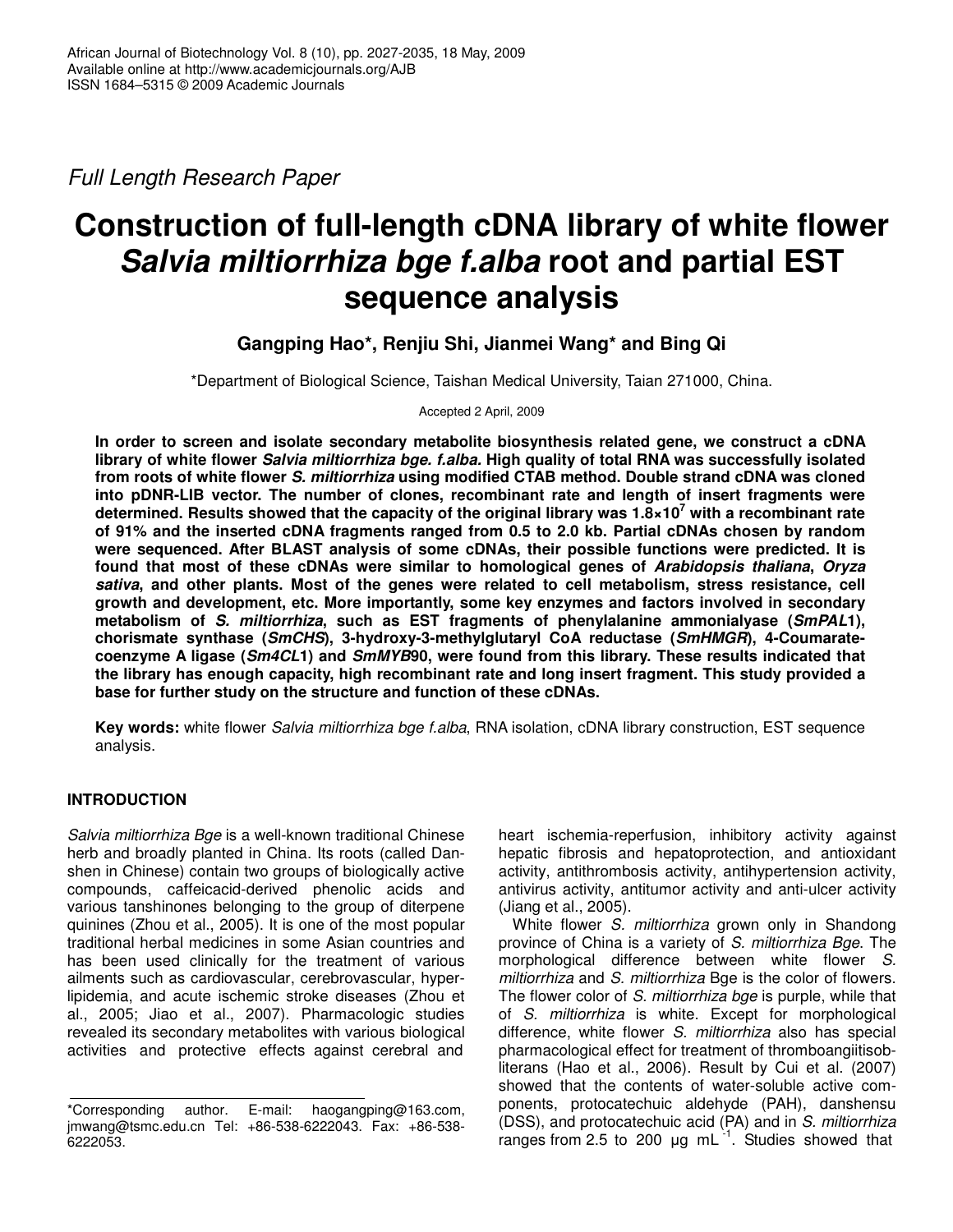*Full Length Research Paper*

# Construction of full-length cDNA library of white flower *Salvia miltiorrhiza bge f.alba* root and partial EST sequence analysis

**Gangping Hao*, Renjiu Shi, Jianmei Wang* and Bing Qi**

*Department of Biological Science, Taishan Medical University, Taian 271000, China.

Accepted 2 April, 2009

**In order to screen and isolate secondary metabolite biosynthesis related gene, we construct a cDNA library of white flower *Salvia miltiorrhiza bge. f.alba.* High quality of total RNA was successfully isolated from roots of white flower *S. miltiorrhiza* using modified CTAB method. Double strand cDNA was cloned into pDNR-LIB vector. The number of clones, recombinant rate and length of insert fragments were determined. Results showed that the capacity of the original library was $1.8 \times 10^7$ with a recombinant rate of 91% and the inserted cDNA fragments ranged from 0.5 to 2.0 kb. Partial cDNAs chosen by random were sequenced. After BLAST analysis of some cDNAs, their possible functions were predicted. It is found that most of these cDNAs were similar to homological genes of *Arabidopsis thaliana*, *Oryza sativa*, and other plants. Most of the genes were related to cell metabolism, stress resistance, cell growth and development, etc. More importantly, some key enzymes and factors involved in secondary metabolism of *S. miltiorrhiza*, such as EST fragments of phenylalanine ammonialyase (*SmPAL*1), chorismate synthase (*SmCHS*), 3-hydroxy-3-methylglutaryl CoA reductase (*SmHMGR*), 4-Coumarate-coenzyme A ligase (*Sm4CL*1) and *SmMYB*90, were found from this library. These results indicated that the library has enough capacity, high recombinant rate and long insert fragment. This study provided a base for further study on the structure and function of these cDNAs.**

**Key words:** white flower *Salvia miltiorrhiza bge f.alba*, RNA isolation, cDNA library construction, EST sequence analysis.

## INTRODUCTION

*Salvia miltiorrhiza Bge* is a well-known traditional Chinese herb and broadly planted in China. Its roots (called Danshen in Chinese) contain two groups of biologically active compounds, caffeicacid-derived phenolic acids and various tanshinones belonging to the group of diterpene quinines (Zhou et al., 2005). It is one of the most popular traditional herbal medicines in some Asian countries and has been used clinically for the treatment of various ailments such as cardiovascular, cerebrovascular, hyperlipidemia, and acute ischemic stroke diseases (Zhou et al., 2005; Jiao et al., 2007). Pharmacologic studies revealed its secondary metabolites with various biological activities and protective effects against cerebral and heart ischemia-reperfusion, inhibitory activity against hepatic fibrosis and hepatoprotection, and antioxidant activity, antithrombosis activity, antihypertension activity, antivirus activity, antitumor activity and anti-ulcer activity (Jiang et al., 2005).

White flower *S. miltiorrhiza* grown only in Shandong province of China is a variety of *S. miltiorrhiza Bge.* The morphological difference between white flower *S. miltiorrhiza* and *S. miltiorrhiza* Bge is the color of flowers. The flower color of *S. miltiorrhiza bge* is purple, while that of *S. miltiorrhiza* is white. Except for morphological difference, white flower *S. miltiorrhiza* also has special pharmacological effect for treatment of thromboangiitisobliterans (Hao et al., 2006). Result by Cui et al. (2007) showed that the contents of water-soluble active components, protocatechuic aldehyde (PAH), danshensu (DSS), and protocatechuic acid (PA) and in *S. miltiorrhiza* ranges from 2.5 to 200 μg $mL^{-1}$. Studies showed that

*Corresponding author. E-mail: haogangping@163.com, jmwang@tsmc.edu.cn Tel: +86-538-6222043. Fax: +86-538-6222053.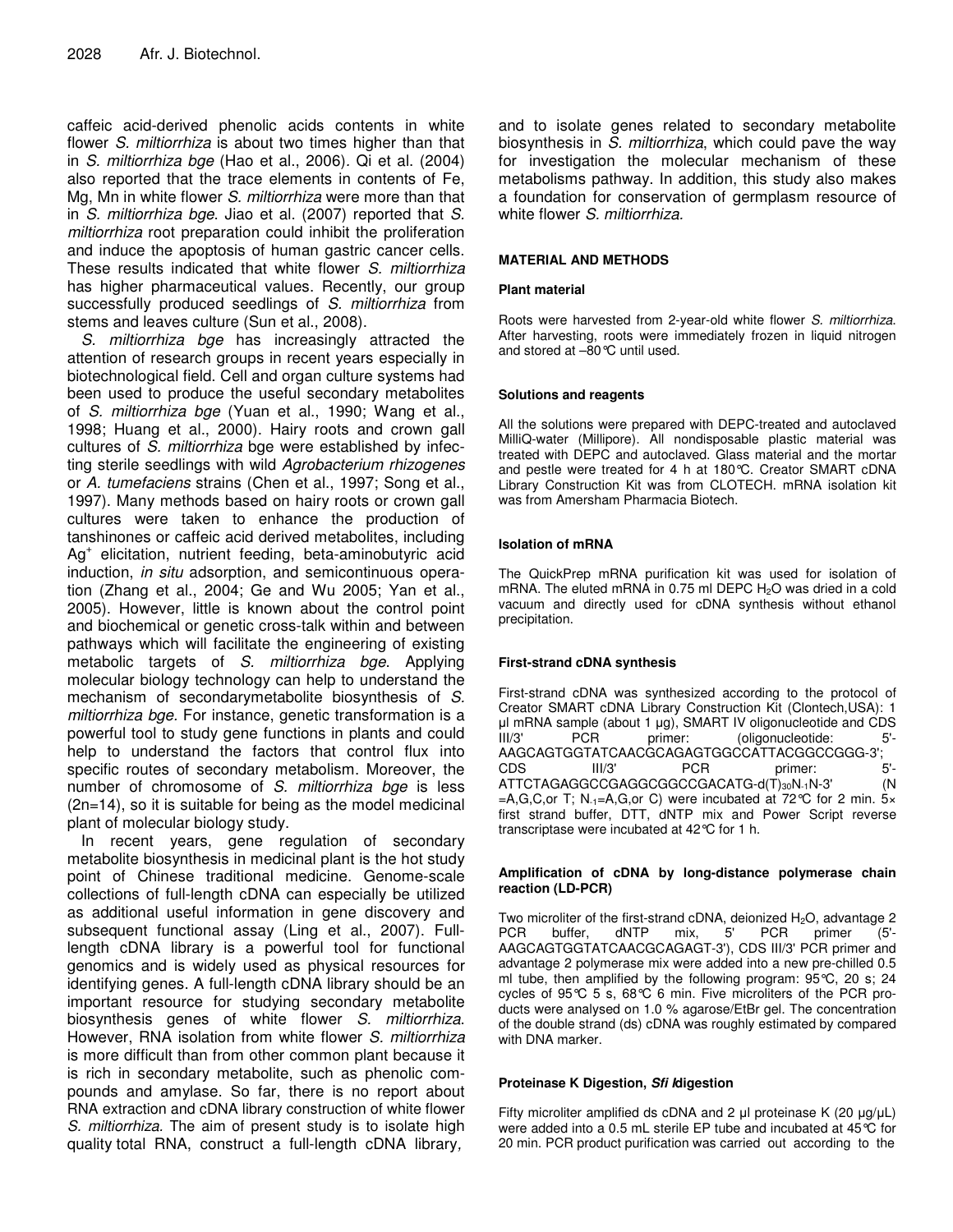caffeic acid-derived phenolic acids contents in white flower *S. miltiorrhiza* is about two times higher than that in *S. miltiorrhiza bge* (Hao et al., 2006). Qi et al. (2004) also reported that the trace elements in contents of Fe, Mg, Mn in white flower *S. miltiorrhiza* were more than that in *S. miltiorrhiza bge*. Jiao et al. (2007) reported that *S. miltiorrhiza* root preparation could inhibit the proliferation and induce the apoptosis of human gastric cancer cells. These results indicated that white flower *S. miltiorrhiza* has higher pharmaceutical values. Recently, our group successfully produced seedlings of *S. miltiorrhiza* from stems and leaves culture (Sun et al., 2008).

*S. miltiorrhiza bge* has increasingly attracted the attention of research groups in recent years especially in biotechnological field. Cell and organ culture systems had been used to produce the useful secondary metabolites of *S. miltiorrhiza bge* (Yuan et al., 1990; Wang et al., 1998; Huang et al., 2000). Hairy roots and crown gall cultures of *S. miltiorrhiza* bge were established by infecting sterile seedlings with wild *Agrobacterium rhizogenes* or *A. tumefaciens* strains (Chen et al., 1997; Song et al., 1997). Many methods based on hairy roots or crown gall cultures were taken to enhance the production of tanshinones or caffeic acid derived metabolites, including $Ag^+$ elicitation, nutrient feeding, beta-aminobutyric acid induction, *in situ* adsorption, and semicontinuous operation (Zhang et al., 2004; Ge and Wu 2005; Yan et al., 2005). However, little is known about the control point and biochemical or genetic cross-talk within and between pathways which will facilitate the engineering of existing metabolic targets of *S. miltiorrhiza bge*. Applying molecular biology technology can help to understand the mechanism of secondarymetabolite biosynthesis of *S. miltiorrhiza bge.* For instance, genetic transformation is a powerful tool to study gene functions in plants and could help to understand the factors that control flux into specific routes of secondary metabolism. Moreover, the number of chromosome of *S. miltiorrhiza bge* is less (2n=14), so it is suitable for being as the model medicinal plant of molecular biology study.

In recent years, gene regulation of secondary metabolite biosynthesis in medicinal plant is the hot study point of Chinese traditional medicine. Genome-scale collections of full-length cDNA can especially be utilized as additional useful information in gene discovery and subsequent functional assay (Ling et al., 2007). Full-length cDNA library is a powerful tool for functional genomics and is widely used as physical resources for identifying genes. A full-length cDNA library should be an important resource for studying secondary metabolite biosynthesis genes of white flower *S. miltiorrhiza*. However, RNA isolation from white flower *S. miltiorrhiza* is more difficult than from other common plant because it is rich in secondary metabolite, such as phenolic compounds and amylase. So far, there is no report about RNA extraction and cDNA library construction of white flower *S. miltiorrhiza.* The aim of present study is to isolate high quality total RNA, construct a full-length cDNA library, and to isolate genes related to secondary metabolite biosynthesis in *S. miltiorrhiza*, which could pave the way for investigation the molecular mechanism of these metabolisms pathway. In addition, this study also makes a foundation for conservation of germplasm resource of white flower *S. miltiorrhiza.*

## MATERIAL AND METHODS

### Plant material

Roots were harvested from 2-year-old white flower *S. miltiorrhiza*. After harvesting, roots were immediately frozen in liquid nitrogen and stored at –80°C until used.

### Solutions and reagents

All the solutions were prepared with DEPC-treated and autoclaved MilliQ-water (Millipore). All nondisposable plastic material was treated with DEPC and autoclaved. Glass material and the mortar and pestle were treated for 4 h at 180°C. Creator SMART cDNA Library Construction Kit was from CLOTECH. mRNA isolation kit was from Amersham Pharmacia Biotech.

### Isolation of mRNA

The QuickPrep mRNA purification kit was used for isolation of mRNA. The eluted mRNA in 0.75 ml DEPC $H_2O$ was dried in a cold vacuum and directly used for cDNA synthesis without ethanol precipitation.

### First-strand cDNA synthesis

First-strand cDNA was synthesized according to the protocol of Creator SMART cDNA Library Construction Kit (Clontech,USA): 1 µl mRNA sample (about 1 µg), SMART IV oligonucleotide and CDS III/3' PCR primer: (oligonucleotide: 5'-AAGCAGTGGTATCAACGCAGAGTGGCCATTACGGCCGGG-3'; CDS III/3' PCR primer: 5'-ATTCTAGAGGCCGAGGCGGCCGACATG-d(T)$_{30}$N$_{-1}$N-3' (N =A,G,C,or T; N$_{-1}$=A,G,or C) were incubated at 72°C for 2 min. 5× first strand buffer, DTT, dNTP mix and Power Script reverse transcriptase were incubated at 42°C for 1 h.

### Amplification of cDNA by long-distance polymerase chain reaction (LD-PCR)

Two microliter of the first-strand cDNA, deionized $H_2O$, advantage 2 PCR buffer, dNTP mix, 5' PCR primer (5'-AAGCAGTGGTATCAACGCAGAGT-3'), CDS III/3' PCR primer and advantage 2 polymerase mix were added into a new pre-chilled 0.5 ml tube, then amplified by the following program: 95°C, 20 s; 24 cycles of 95°C 5 s, 68°C 6 min. Five microliters of the PCR products were analysed on 1.0 % agarose/EtBr gel. The concentration of the double strand (ds) cDNA was roughly estimated by compared with DNA marker.

### Proteinase K Digestion, *Sfi I* digestion

Fifty microliter amplified ds cDNA and 2 µl proteinase K (20 µg/µL) were added into a 0.5 mL sterile EP tube and incubated at 45°C for 20 min. PCR product purification was carried out according to the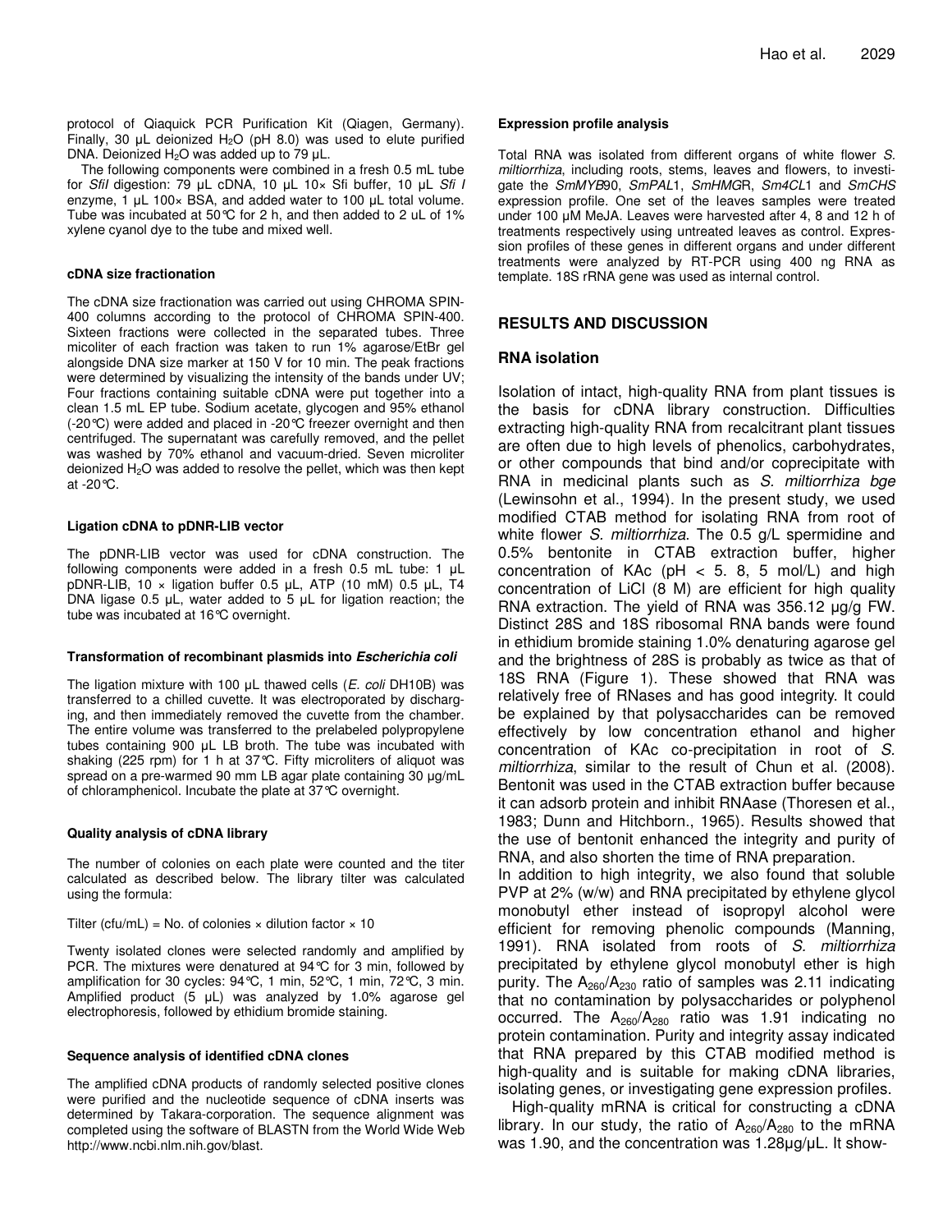protocol of Qiaquick PCR Purification Kit (Qiagen, Germany). Finally, 30 μL deionized $H_2O$ (pH 8.0) was used to elute purified DNA. Deionized $H_2O$ was added up to 79 μL.

The following components were combined in a fresh 0.5 mL tube for *SfiI* digestion: 79 μL cDNA, 10 μL 10× Sfi buffer, 10 μL *Sfi I* enzyme, 1 μL 100× BSA, and added water to 100 μL total volume. Tube was incubated at 50℃ for 2 h, and then added to 2 uL of 1% xylene cyanol dye to the tube and mixed well.

#### cDNA size fractionation

The cDNA size fractionation was carried out using CHROMA SPIN-400 columns according to the protocol of CHROMA SPIN-400. Sixteen fractions were collected in the separated tubes. Three micoliter of each fraction was taken to run 1% agarose/EtBr gel alongside DNA size marker at 150 V for 10 min. The peak fractions were determined by visualizing the intensity of the bands under UV; Four fractions containing suitable cDNA were put together into a clean 1.5 mL EP tube. Sodium acetate, glycogen and 95% ethanol (-20℃) were added and placed in -20℃ freezer overnight and then centrifuged. The supernatant was carefully removed, and the pellet was washed by 70% ethanol and vacuum-dried. Seven microliter deionized $H_2O$ was added to resolve the pellet, which was then kept at -20℃.

#### Ligation cDNA to pDNR-LIB vector

The pDNR-LIB vector was used for cDNA construction. The following components were added in a fresh 0.5 mL tube: 1 μL pDNR-LIB, 10 × ligation buffer 0.5 μL, ATP (10 mM) 0.5 μL, T4 DNA ligase 0.5 μL, water added to 5 μL for ligation reaction; the tube was incubated at 16℃ overnight.

#### Transformation of recombinant plasmids into *Escherichia coli*

The ligation mixture with 100 μL thawed cells (*E. coli* DH10B) was transferred to a chilled cuvette. It was electroporated by discharging, and then immediately removed the cuvette from the chamber. The entire volume was transferred to the prelabeled polypropylene tubes containing 900 μL LB broth. The tube was incubated with shaking (225 rpm) for 1 h at 37℃. Fifty microliters of aliquot was spread on a pre-warmed 90 mm LB agar plate containing 30 μg/mL of chloramphenicol. Incubate the plate at 37℃ overnight.

#### Quality analysis of cDNA library

The number of colonies on each plate were counted and the titer calculated as described below. The library tilter was calculated using the formula:

Tilter (cfu/mL) = No. of colonies × dilution factor × 10

Twenty isolated clones were selected randomly and amplified by PCR. The mixtures were denatured at 94℃ for 3 min, followed by amplification for 30 cycles: 94℃, 1 min, 52℃, 1 min, 72℃, 3 min. Amplified product (5 μL) was analyzed by 1.0% agarose gel electrophoresis, followed by ethidium bromide staining.

#### Sequence analysis of identified cDNA clones

The amplified cDNA products of randomly selected positive clones were purified and the nucleotide sequence of cDNA inserts was determined by Takara-corporation. The sequence alignment was completed using the software of BLASTN from the World Wide Web http://www.ncbi.nlm.nih.gov/blast.

#### Expression profile analysis

Total RNA was isolated from different organs of white flower *S. miltiorrhiza*, including roots, stems, leaves and flowers, to investigate the *SmMYB*90, *SmPAL*1, *SmHMG*R, *Sm4CL*1 and *SmCHS* expression profile. One set of the leaves samples were treated under 100 μM MeJA. Leaves were harvested after 4, 8 and 12 h of treatments respectively using untreated leaves as control. Expression profiles of these genes in different organs and under different treatments were analyzed by RT-PCR using 400 ng RNA as template. 18S rRNA gene was used as internal control.

## RESULTS AND DISCUSSION

### RNA isolation

Isolation of intact, high-quality RNA from plant tissues is the basis for cDNA library construction. Difficulties extracting high-quality RNA from recalcitrant plant tissues are often due to high levels of phenolics, carbohydrates, or other compounds that bind and/or coprecipitate with RNA in medicinal plants such as *S. miltiorrhiza bge* (Lewinsohn et al., 1994). In the present study, we used modified CTAB method for isolating RNA from root of white flower *S. miltiorrhiza*. The 0.5 g/L spermidine and 0.5% bentonite in CTAB extraction buffer, higher concentration of KAc (pH < 5. 8, 5 mol/L) and high concentration of LiCl (8 M) are efficient for high quality RNA extraction. The yield of RNA was 356.12 μg/g FW. Distinct 28S and 18S ribosomal RNA bands were found in ethidium bromide staining 1.0% denaturing agarose gel and the brightness of 28S is probably as twice as that of 18S RNA (Figure 1). These showed that RNA was relatively free of RNases and has good integrity. It could be explained by that polysaccharides can be removed effectively by low concentration ethanol and higher concentration of KAc co-precipitation in root of *S. miltiorrhiza*, similar to the result of Chun et al. (2008). Bentonit was used in the CTAB extraction buffer because it can adsorb protein and inhibit RNAase (Thoresen et al., 1983; Dunn and Hitchborn., 1965). Results showed that the use of bentonit enhanced the integrity and purity of RNA, and also shorten the time of RNA preparation.

In addition to high integrity, we also found that soluble PVP at 2% (w/w) and RNA precipitated by ethylene glycol monobutyl ether instead of isopropyl alcohol were efficient for removing phenolic compounds (Manning, 1991). RNA isolated from roots of *S. miltiorrhiza* precipitated by ethylene glycol monobutyl ether is high purity. The $A_{260}/A_{230}$ ratio of samples was 2.11 indicating that no contamination by polysaccharides or polyphenol occurred. The $A_{260}/A_{280}$ ratio was 1.91 indicating no protein contamination. Purity and integrity assay indicated that RNA prepared by this CTAB modified method is high-quality and is suitable for making cDNA libraries, isolating genes, or investigating gene expression profiles.

High-quality mRNA is critical for constructing a cDNA library. In our study, the ratio of $A_{260}/A_{280}$ to the mRNA was 1.90, and the concentration was 1.28μg/μL. It show-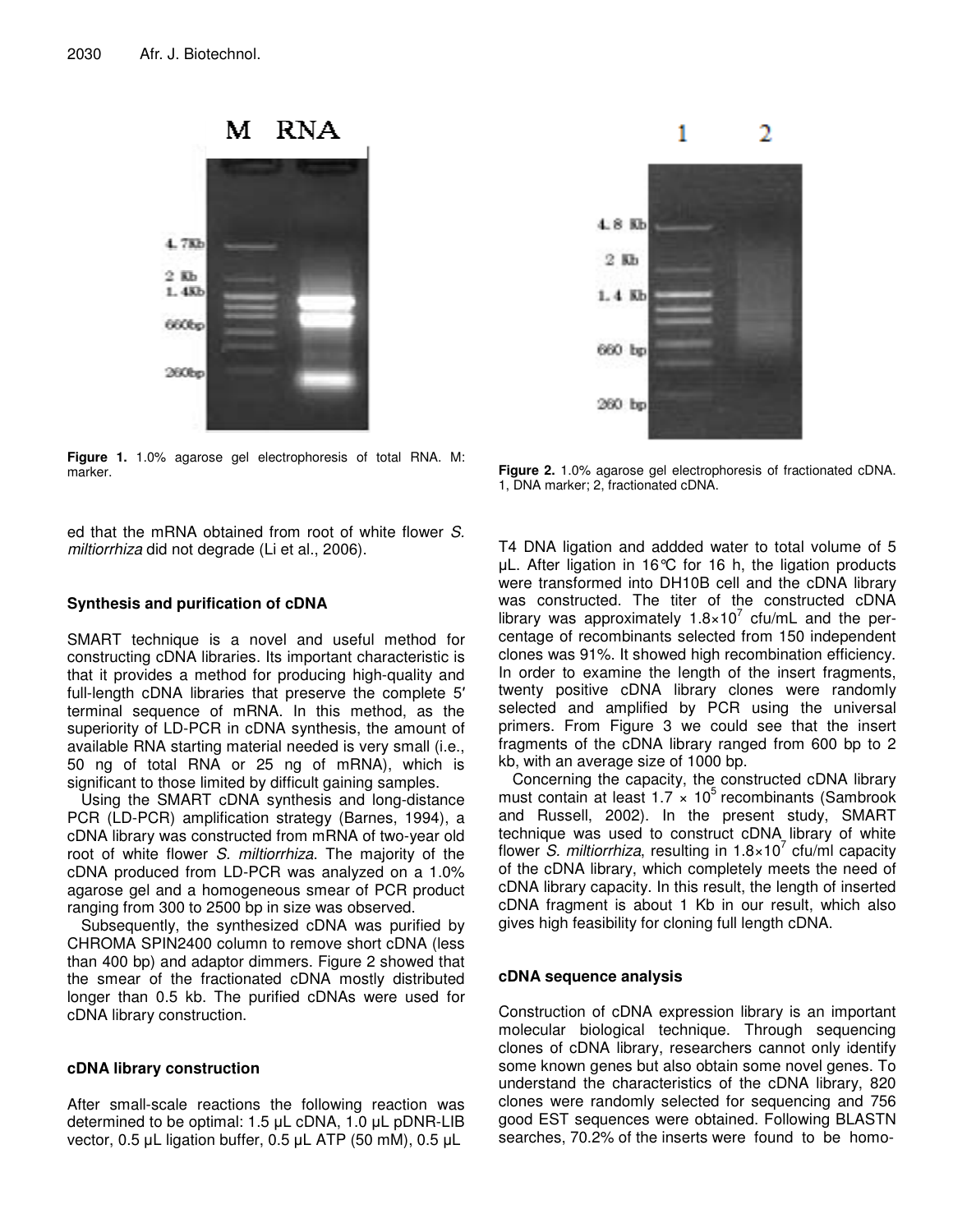Figure 1. 1.0% agarose gel electrophoresis of total RNA. M: marker.

Figure 2. 1.0% agarose gel electrophoresis of fractionated cDNA. 1, DNA marker; 2, fractionated cDNA.

ed that the mRNA obtained from root of white flower *S. miltiorrhiza* did not degrade (Li et al., 2006).

### Synthesis and purification of cDNA

SMART technique is a novel and useful method for constructing cDNA libraries. Its important characteristic is that it provides a method for producing high-quality and full-length cDNA libraries that preserve the complete 5′ terminal sequence of mRNA. In this method, as the superiority of LD-PCR in cDNA synthesis, the amount of available RNA starting material needed is very small (i.e., 50 ng of total RNA or 25 ng of mRNA), which is significant to those limited by difficult gaining samples.

Using the SMART cDNA synthesis and long-distance PCR (LD-PCR) amplification strategy (Barnes, 1994), a cDNA library was constructed from mRNA of two-year old root of white flower *S. miltiorrhiza*. The majority of the cDNA produced from LD-PCR was analyzed on a 1.0% agarose gel and a homogeneous smear of PCR product ranging from 300 to 2500 bp in size was observed.

Subsequently, the synthesized cDNA was purified by CHROMA SPIN2400 column to remove short cDNA (less than 400 bp) and adaptor dimmers. Figure 2 showed that the smear of the fractionated cDNA mostly distributed longer than 0.5 kb. The purified cDNAs were used for cDNA library construction.

### cDNA library construction

After small-scale reactions the following reaction was determined to be optimal: 1.5 μL cDNA, 1.0 μL pDNR-LIB vector, 0.5 μL ligation buffer, 0.5 μL ATP (50 mM), 0.5 μL T4 DNA ligation and addded water to total volume of 5 μL. After ligation in 16°C for 16 h, the ligation products were transformed into DH10B cell and the cDNA library was constructed. The titer of the constructed cDNA library was approximately $1.8 \times 10^7$ cfu/mL and the percentage of recombinants selected from 150 independent clones was 91%. It showed high recombination efficiency. In order to examine the length of the insert fragments, twenty positive cDNA library clones were randomly selected and amplified by PCR using the universal primers. From Figure 3 we could see that the insert fragments of the cDNA library ranged from 600 bp to 2 kb, with an average size of 1000 bp.

Concerning the capacity, the constructed cDNA library must contain at least $1.7 \times 10^5$ recombinants (Sambrook and Russell, 2002). In the present study, SMART technique was used to construct cDNA library of white flower *S. miltiorrhiza*, resulting in $1.8 \times 10^7$ cfu/ml capacity of the cDNA library, which completely meets the need of cDNA library capacity. In this result, the length of inserted cDNA fragment is about 1 Kb in our result, which also gives high feasibility for cloning full length cDNA.

### cDNA sequence analysis

Construction of cDNA expression library is an important molecular biological technique. Through sequencing clones of cDNA library, researchers cannot only identify some known genes but also obtain some novel genes. To understand the characteristics of the cDNA library, 820 clones were randomly selected for sequencing and 756 good EST sequences were obtained. Following BLASTN searches, 70.2% of the inserts were found to be homo-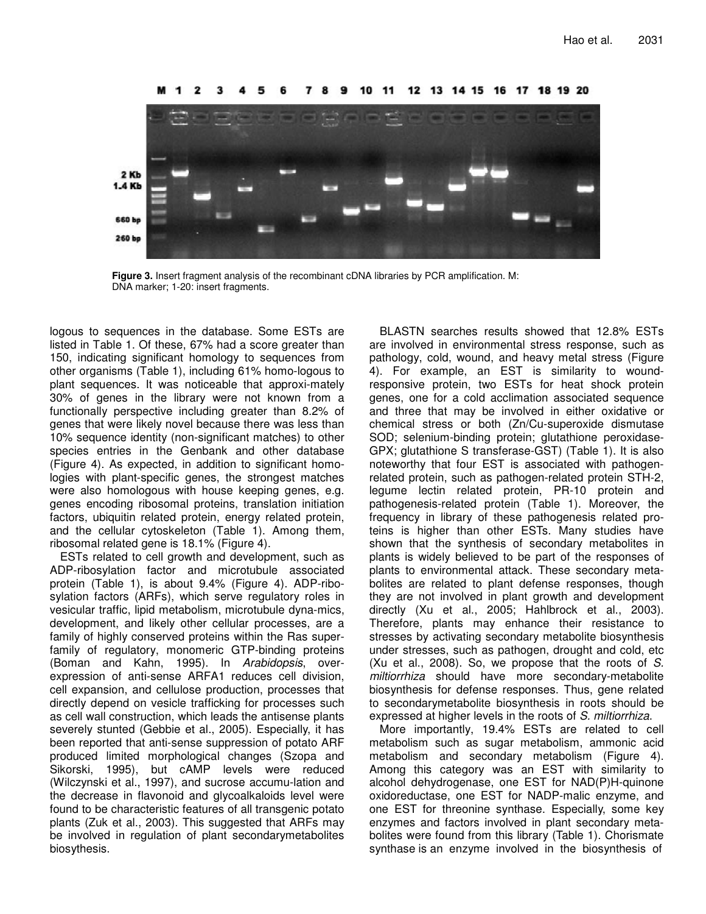**Figure 3.** Insert fragment analysis of the recombinant cDNA libraries by PCR amplification. M: DNA marker; 1-20: insert fragments.

logous to sequences in the database. Some ESTs are listed in Table 1. Of these, 67% had a score greater than 150, indicating significant homology to sequences from other organisms (Table 1), including 61% homo-logous to plant sequences. It was noticeable that approxi-mately 30% of genes in the library were not known from a functionally perspective including greater than 8.2% of genes that were likely novel because there was less than 10% sequence identity (non-significant matches) to other species entries in the Genbank and other database (Figure 4). As expected, in addition to significant homo-logies with plant-specific genes, the strongest matches were also homologous with house keeping genes, e.g. genes encoding ribosomal proteins, translation initiation factors, ubiquitin related protein, energy related protein, and the cellular cytoskeleton (Table 1). Among them, ribosomal related gene is 18.1% (Figure 4).

ESTs related to cell growth and development, such as ADP-ribosylation factor and microtubule associated protein (Table 1), is about 9.4% (Figure 4). ADP-ribo-sylation factors (ARFs), which serve regulatory roles in vesicular traffic, lipid metabolism, microtubule dyna-mics, development, and likely other cellular processes, are a family of highly conserved proteins within the Ras super-family of regulatory, monomeric GTP-binding proteins (Boman and Kahn, 1995). In *Arabidopsis*, over-expression of anti-sense ARFA1 reduces cell division, cell expansion, and cellulose production, processes that directly depend on vesicle trafficking for processes such as cell wall construction, which leads the antisense plants severely stunted (Gebbie et al., 2005). Especially, it has been reported that anti-sense suppression of potato ARF produced limited morphological changes (Szopa and Sikorski, 1995), but cAMP levels were reduced (Wilczynski et al., 1997), and sucrose accumu-lation and the decrease in flavonoid and glycoalkaloids level were found to be characteristic features of all transgenic potato plants (Zuk et al., 2003). This suggested that ARFs may be involved in regulation of plant secondarymetabolites biosythesis.

BLASTN searches results showed that 12.8% ESTs are involved in environmental stress response, such as pathology, cold, wound, and heavy metal stress (Figure 4). For example, an EST is similarity to wound-responsive protein, two ESTs for heat shock protein genes, one for a cold acclimation associated sequence and three that may be involved in either oxidative or chemical stress or both (Zn/Cu-superoxide dismutase SOD; selenium-binding protein; glutathione peroxidase-GPX; glutathione S transferase-GST) (Table 1). It is also noteworthy that four EST is associated with pathogen-related protein, such as pathogen-related protein STH-2, legume lectin related protein, PR-10 protein and pathogenesis-related protein (Table 1). Moreover, the frequency in library of these pathogenesis related pro-teins is higher than other ESTs. Many studies have shown that the synthesis of secondary metabolites in plants is widely believed to be part of the responses of plants to environmental attack. These secondary meta-bolites are related to plant defense responses, though they are not involved in plant growth and development directly (Xu et al., 2005; Hahlbrock et al., 2003). Therefore, plants may enhance their resistance to stresses by activating secondary metabolite biosynthesis under stresses, such as pathogen, drought and cold, etc (Xu et al., 2008). So, we propose that the roots of *S. miltiorrhiza* should have more secondary-metabolite biosynthesis for defense responses. Thus, gene related to secondarymetabolite biosynthesis in roots should be expressed at higher levels in the roots of *S. miltiorrhiza*.

More importantly, 19.4% ESTs are related to cell metabolism such as sugar metabolism, ammonic acid metabolism and secondary metabolism (Figure 4). Among this category was an EST with similarity to alcohol dehydrogenase, one EST for NAD(P)H-quinone oxidoreductase, one EST for NADP-malic enzyme, and one EST for threonine synthase. Especially, some key enzymes and factors involved in plant secondary meta-bolites were found from this library (Table 1). Chorismate synthase is an enzyme involved in the biosynthesis of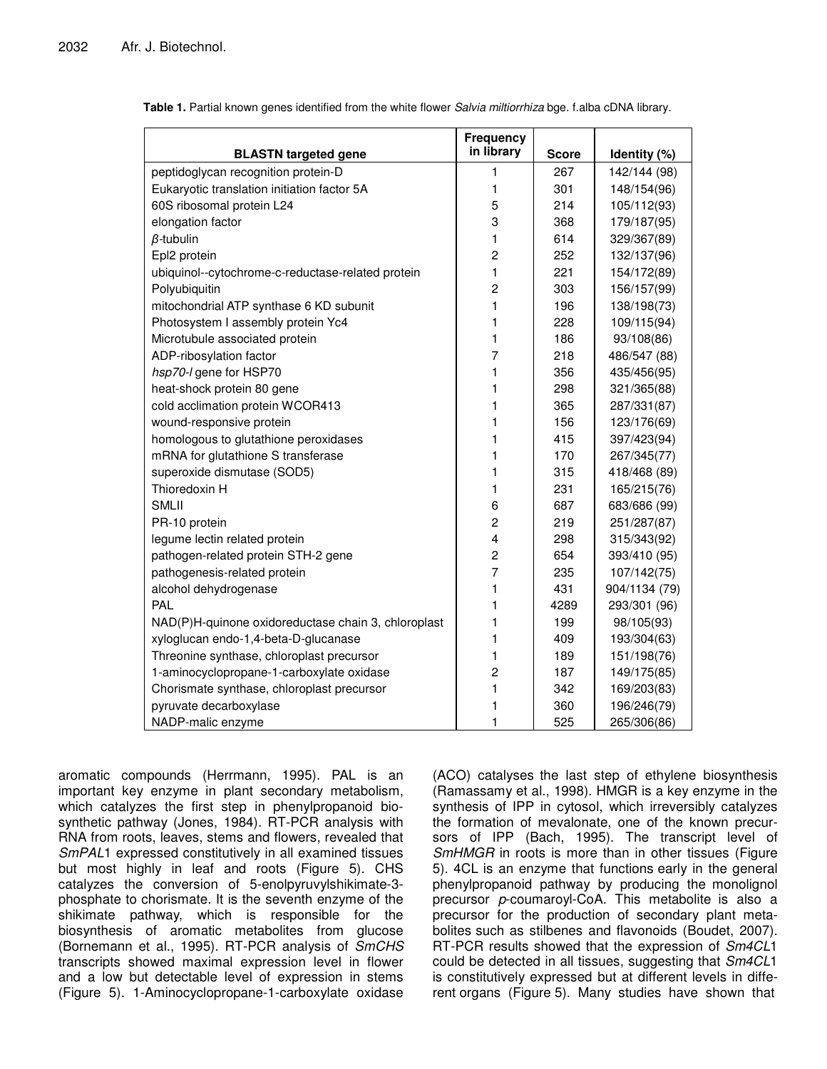**Table 1.** Partial known genes identified from the white flower *Salvia miltiorrhiza* bge. f.alba cDNA library.

| BLASTN targeted gene | Frequency in library | Score | Identity (%) |
|---|---|---|---|
| peptidoglycan recognition protein-D | 1 | 267 | 142/144 (98) |
| Eukaryotic translation initiation factor 5A | 1 | 301 | 148/154(96) |
| 60S ribosomal protein L24 | 5 | 214 | 105/112(93) |
| elongation factor | 3 | 368 | 179/187(95) |
| $\beta$-tubulin | 1 | 614 | 329/367(89) |
| Epl2 protein | 2 | 252 | 132/137(96) |
| ubiquinol--cytochrome-c-reductase-related protein | 1 | 221 | 154/172(89) |
| Polyubiquitin | 2 | 303 | 156/157(99) |
| mitochondrial ATP synthase 6 KD subunit | 1 | 196 | 138/198(73) |
| Photosystem I assembly protein Yc4 | 1 | 228 | 109/115(94) |
| Microtubule associated protein | 1 | 186 | 93/108(86) |
| ADP-ribosylation factor | 7 | 218 | 486/547 (88) |
| *hsp70-l* gene for HSP70 | 1 | 356 | 435/456(95) |
| heat-shock protein 80 gene | 1 | 298 | 321/365(88) |
| cold acclimation protein WCOR413 | 1 | 365 | 287/331(87) |
| wound-responsive protein | 1 | 156 | 123/176(69) |
| homologous to glutathione peroxidases | 1 | 415 | 397/423(94) |
| mRNA for glutathione S transferase | 1 | 170 | 267/345(77) |
| superoxide dismutase (SOD5) | 1 | 315 | 418/468 (89) |
| Thioredoxin H | 1 | 231 | 165/215(76) |
| SMLII | 6 | 687 | 683/686 (99) |
| PR-10 protein | 2 | 219 | 251/287(87) |
| legume lectin related protein | 4 | 298 | 315/343(92) |
| pathogen-related protein STH-2 gene | 2 | 654 | 393/410 (95) |
| pathogenesis-related protein | 7 | 235 | 107/142(75) |
| alcohol dehydrogenase | 1 | 431 | 904/1134 (79) |
| PAL | 1 | 4289 | 293/301 (96) |
| NAD(P)H-quinone oxidoreductase chain 3, chloroplast | 1 | 199 | 98/105(93) |
| xyloglucan endo-1,4-beta-D-glucanase | 1 | 409 | 193/304(63) |
| Threonine synthase, chloroplast precursor | 1 | 189 | 151/198(76) |
| 1-aminocyclopropane-1-carboxylate oxidase | 2 | 187 | 149/175(85) |
| Chorismate synthase, chloroplast precursor | 1 | 342 | 169/203(83) |
| pyruvate decarboxylase | 1 | 360 | 196/246(79) |
| NADP-malic enzyme | 1 | 525 | 265/306(86) |

aromatic compounds (Herrmann, 1995). PAL is an important key enzyme in plant secondary metabolism, which catalyzes the first step in phenylpropanoid biosynthetic pathway (Jones, 1984). RT-PCR analysis with RNA from roots, leaves, stems and flowers, revealed that *SmPAL*1 expressed constitutively in all examined tissues but most highly in leaf and roots (Figure 5). CHS catalyzes the conversion of 5-enolpyruvylshikimate-3-phosphate to chorismate. It is the seventh enzyme of the shikimate pathway, which is responsible for the biosynthesis of aromatic metabolites from glucose (Bornemann et al., 1995). RT-PCR analysis of *SmCHS* transcripts showed maximal expression level in flower and a low but detectable level of expression in stems (Figure 5). 1-Aminocyclopropane-1-carboxylate oxidase (ACO) catalyses the last step of ethylene biosynthesis (Ramassamy et al., 1998). HMGR is a key enzyme in the synthesis of IPP in cytosol, which irreversibly catalyzes the formation of mevalonate, one of the known precursors of IPP (Bach, 1995). The transcript level of *SmHMGR* in roots is more than in other tissues (Figure 5). 4CL is an enzyme that functions early in the general phenylpropanoid pathway by producing the monolignol precursor *p*-coumaroyl-CoA. This metabolite is also a precursor for the production of secondary plant metabolites such as stilbenes and flavonoids (Boudet, 2007). RT-PCR results showed that the expression of *Sm4CL*1 could be detected in all tissues, suggesting that *Sm4CL*1 is constitutively expressed but at different levels in different organs (Figure 5). Many studies have shown that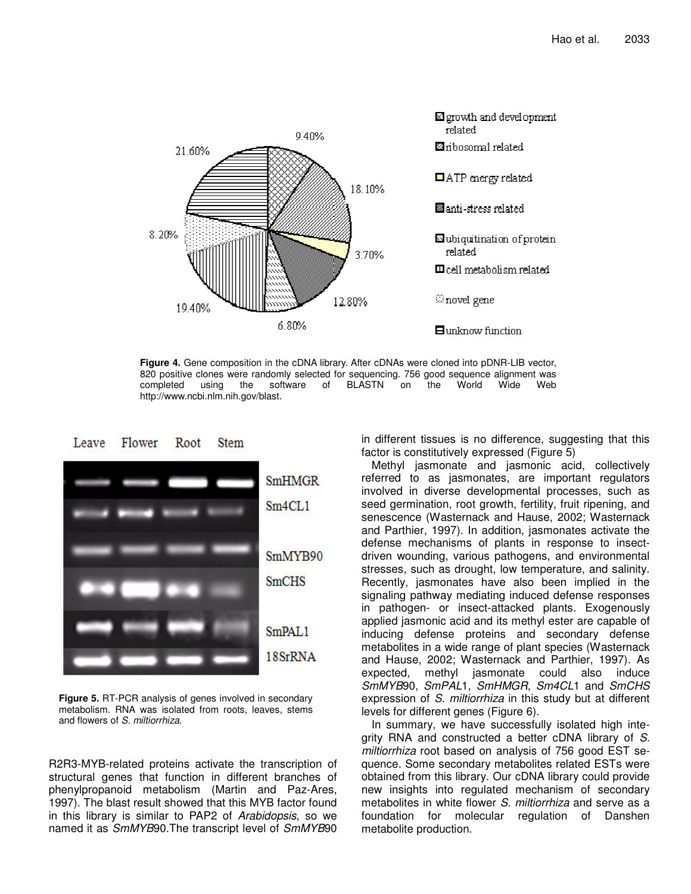**Figure 4.** Gene composition in the cDNA library. After cDNAs were cloned into pDNR-LIB vector, 820 positive clones were randomly selected for sequencing. 756 good sequence alignment was completed using the software of BLASTN on the World Wide Web http://www.ncbi.nlm.nih.gov/blast.

**Figure 5.** RT-PCR analysis of genes involved in secondary metabolism. RNA was isolated from roots, leaves, stems and flowers of *S. miltiorrhiza*.

R2R3-MYB-related proteins activate the transcription of structural genes that function in different branches of phenylpropanoid metabolism (Martin and Paz-Ares, 1997). The blast result showed that this MYB factor found in this library is similar to PAP2 of *Arabidopsis*, so we named it as *SmMYB*90.The transcript level of *SmMYB*90 in different tissues is no difference, suggesting that this factor is constitutively expressed (Figure 5)

Methyl jasmonate and jasmonic acid, collectively referred to as jasmonates, are important regulators involved in diverse developmental processes, such as seed germination, root growth, fertility, fruit ripening, and senescence (Wasternack and Hause, 2002; Wasternack and Parthier, 1997). In addition, jasmonates activate the defense mechanisms of plants in response to insect-driven wounding, various pathogens, and environmental stresses, such as drought, low temperature, and salinity. Recently, jasmonates have also been implied in the signaling pathway mediating induced defense responses in pathogen- or insect-attacked plants. Exogenously applied jasmonic acid and its methyl ester are capable of inducing defense proteins and secondary defense metabolites in a wide range of plant species (Wasternack and Hause, 2002; Wasternack and Parthier, 1997). As expected, methyl jasmonate could also induce *SmMYB*90, *SmPAL*1, *SmHMGR*, *Sm4CL*1 and *SmCHS* expression of *S. miltiorrhiza* in this study but at different levels for different genes (Figure 6).

In summary, we have successfully isolated high integrity RNA and constructed a better cDNA library of *S. miltiorrhiza* root based on analysis of 756 good EST sequence. Some secondary metabolites related ESTs were obtained from this library. Our cDNA library could provide new insights into regulated mechanism of secondary metabolites in white flower *S. miltiorrhiza* and serve as a foundation for molecular regulation of Danshen metabolite production.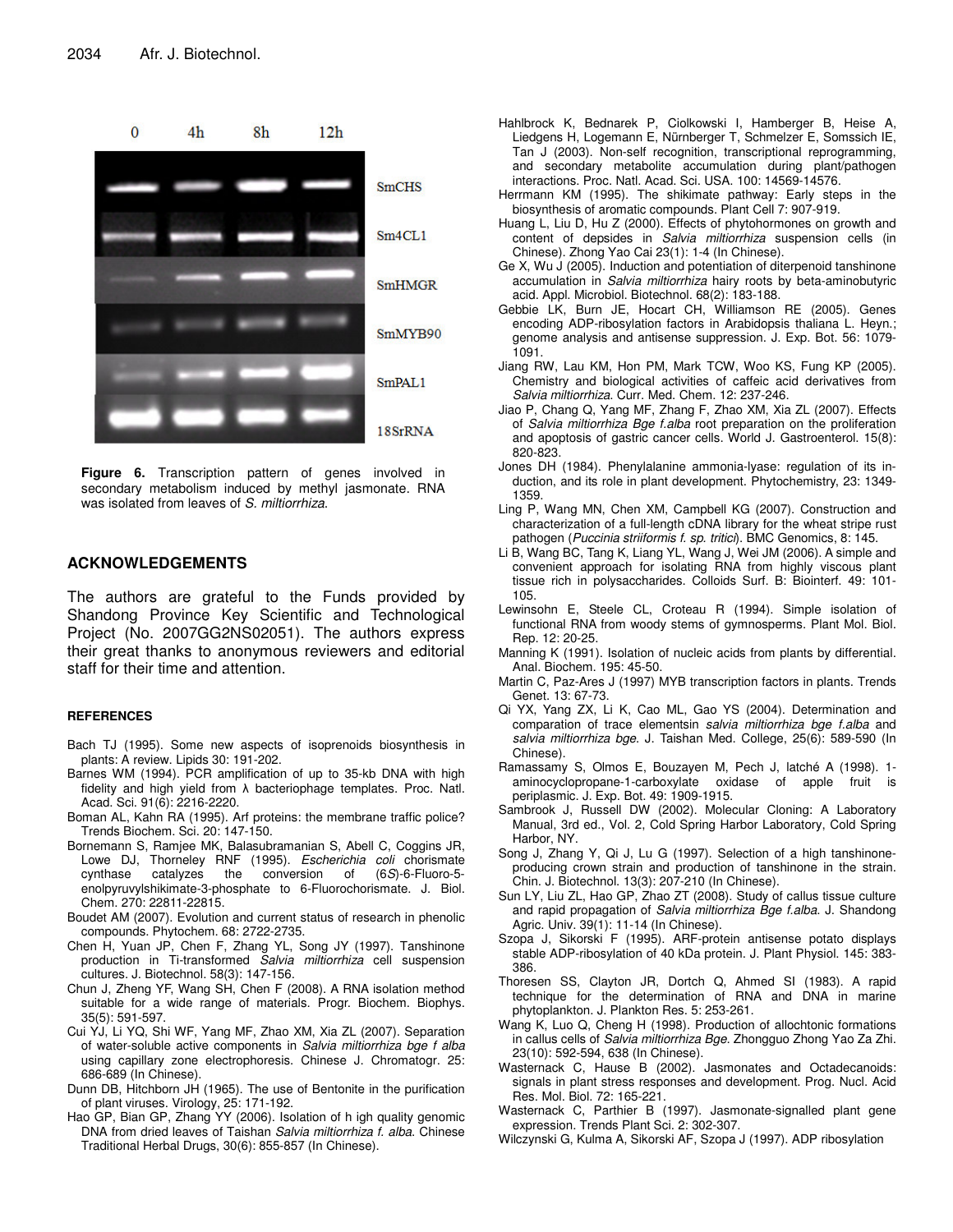**Figure 6.** Transcription pattern of genes involved in secondary metabolism induced by methyl jasmonate. RNA was isolated from leaves of *S. miltiorrhiza*.

## ACKNOWLEDGEMENTS

The authors are grateful to the Funds provided by Shandong Province Key Scientific and Technological Project (No. 2007GG2NS02051). The authors express their great thanks to anonymous reviewers and editorial staff for their time and attention.

## REFERENCES

Bach TJ (1995). Some new aspects of isoprenoids biosynthesis in plants: A review. Lipids 30: 191-202.

Barnes WM (1994). PCR amplification of up to 35-kb DNA with high fidelity and high yield from λ bacteriophage templates. Proc. Natl. Acad. Sci. 91(6): 2216-2220.

Boman AL, Kahn RA (1995). Arf proteins: the membrane traffic police? Trends Biochem. Sci. 20: 147-150.

Bornemann S, Ramjee MK, Balasubramanian S, Abell C, Coggins JR, Lowe DJ, Thorneley RNF (1995). *Escherichia coli* chorismate cynthase catalyzes the conversion of (6*S*)-6-Fluoro-5-enolpyruvylshikimate-3-phosphate to 6-Fluorochorismate. J. Biol. Chem. 270: 22811-22815.

Boudet AM (2007). Evolution and current status of research in phenolic compounds. Phytochem. 68: 2722-2735.

Chen H, Yuan JP, Chen F, Zhang YL, Song JY (1997). Tanshinone production in Ti-transformed *Salvia miltiorrhiza* cell suspension cultures. J. Biotechnol. 58(3): 147-156.

Chun J, Zheng YF, Wang SH, Chen F (2008). A RNA isolation method suitable for a wide range of materials. Progr. Biochem. Biophys. 35(5): 591-597.

Cui YJ, Li YQ, Shi WF, Yang MF, Zhao XM, Xia ZL (2007). Separation of water-soluble active components in *Salvia miltiorrhiza bge f alba* using capillary zone electrophoresis. Chinese J. Chromatogr. 25: 686-689 (In Chinese).

Dunn DB, Hitchborn JH (1965). The use of Bentonite in the purification of plant viruses. Virology, 25: 171-192.

Hao GP, Bian GP, Zhang YY (2006). Isolation of h igh quality genomic DNA from dried leaves of Taishan *Salvia miltiorrhiza f. alba*. Chinese Traditional Herbal Drugs, 30(6): 855-857 (In Chinese).

Hahlbrock K, Bednarek P, Ciolkowski I, Hamberger B, Heise A, Liedgens H, Logemann E, Nürnberger T, Schmelzer E, Somssich IE, Tan J (2003). Non-self recognition, transcriptional reprogramming, and secondary metabolite accumulation during plant/pathogen interactions. Proc. Natl. Acad. Sci. USA. 100: 14569-14576.

Herrmann KM (1995). The shikimate pathway: Early steps in the biosynthesis of aromatic compounds. Plant Cell 7: 907-919.

Huang L, Liu D, Hu Z (2000). Effects of phytohormones on growth and content of depsides in *Salvia miltiorrhiza* suspension cells (in Chinese). Zhong Yao Cai 23(1): 1-4 (In Chinese).

Ge X, Wu J (2005). Induction and potentiation of diterpenoid tanshinone accumulation in *Salvia miltiorrhiza* hairy roots by beta-aminobutyric acid. Appl. Microbiol. Biotechnol. 68(2): 183-188.

Gebbie LK, Burn JE, Hocart CH, Williamson RE (2005). Genes encoding ADP-ribosylation factors in Arabidopsis thaliana L. Heyn.; genome analysis and antisense suppression. J. Exp. Bot. 56: 1079-1091.

Jiang RW, Lau KM, Hon PM, Mark TCW, Woo KS, Fung KP (2005). Chemistry and biological activities of caffeic acid derivatives from *Salvia miltiorrhiza*. Curr. Med. Chem. 12: 237-246.

Jiao P, Chang Q, Yang MF, Zhang F, Zhao XM, Xia ZL (2007). Effects of *Salvia miltiorrhiza Bge f.alba* root preparation on the proliferation and apoptosis of gastric cancer cells. World J. Gastroenterol. 15(8): 820-823.

Jones DH (1984). Phenylalanine ammonia-lyase: regulation of its induction, and its role in plant development. Phytochemistry, 23: 1349-1359.

Ling P, Wang MN, Chen XM, Campbell KG (2007). Construction and characterization of a full-length cDNA library for the wheat stripe rust pathogen (*Puccinia striiformis f. sp. tritici*). BMC Genomics, 8: 145.

Li B, Wang BC, Tang K, Liang YL, Wang J, Wei JM (2006). A simple and convenient approach for isolating RNA from highly viscous plant tissue rich in polysaccharides. Colloids Surf. B: Biointerf. 49: 101-105.

Lewinsohn E, Steele CL, Croteau R (1994). Simple isolation of functional RNA from woody stems of gymnosperms. Plant Mol. Biol. Rep. 12: 20-25.

Manning K (1991). Isolation of nucleic acids from plants by differential. Anal. Biochem. 195: 45-50.

Martin C, Paz-Ares J (1997) MYB transcription factors in plants. Trends Genet. 13: 67-73.

Qi YX, Yang ZX, Li K, Cao ML, Gao YS (2004). Determination and comparation of trace elementsin *salvia miltiorrhiza bge f.alba* and *salvia miltiorrhiza bge*. J. Taishan Med. College, 25(6): 589-590 (In Chinese).

Ramassamy S, Olmos E, Bouzayen M, Pech J, latché A (1998). 1-aminocyclopropane-1-carboxylate oxidase of apple fruit is periplasmic. J. Exp. Bot. 49: 1909-1915.

Sambrook J, Russell DW (2002). Molecular Cloning: A Laboratory Manual, 3rd ed., Vol. 2, Cold Spring Harbor Laboratory, Cold Spring Harbor, NY.

Song J, Zhang Y, Qi J, Lu G (1997). Selection of a high tanshinone-producing crown strain and production of tanshinone in the strain. Chin. J. Biotechnol. 13(3): 207-210 (In Chinese).

Sun LY, Liu ZL, Hao GP, Zhao ZT (2008). Study of callus tissue culture and rapid propagation of *Salvia miltiorrhiza Bge f.alba*. J. Shandong Agric. Univ. 39(1): 11-14 (In Chinese).

Szopa J, Sikorski F (1995). ARF-protein antisense potato displays stable ADP-ribosylation of 40 kDa protein. J. Plant Physiol. 145: 383-386.

Thoresen SS, Clayton JR, Dortch Q, Ahmed SI (1983). A rapid technique for the determination of RNA and DNA in marine phytoplankton. J. Plankton Res. 5: 253-261.

Wang K, Luo Q, Cheng H (1998). Production of allochtonic formations in callus cells of *Salvia miltiorrhiza Bge*. Zhongguo Zhong Yao Za Zhi. 23(10): 592-594, 638 (In Chinese).

Wasternack C, Hause B (2002). Jasmonates and Octadecanoids: signals in plant stress responses and development. Prog. Nucl. Acid Res. Mol. Biol. 72: 165-221.

Wasternack C, Parthier B (1997). Jasmonate-signalled plant gene expression. Trends Plant Sci. 2: 302-307.

Wilczynski G, Kulma A, Sikorski AF, Szopa J (1997). ADP ribosylation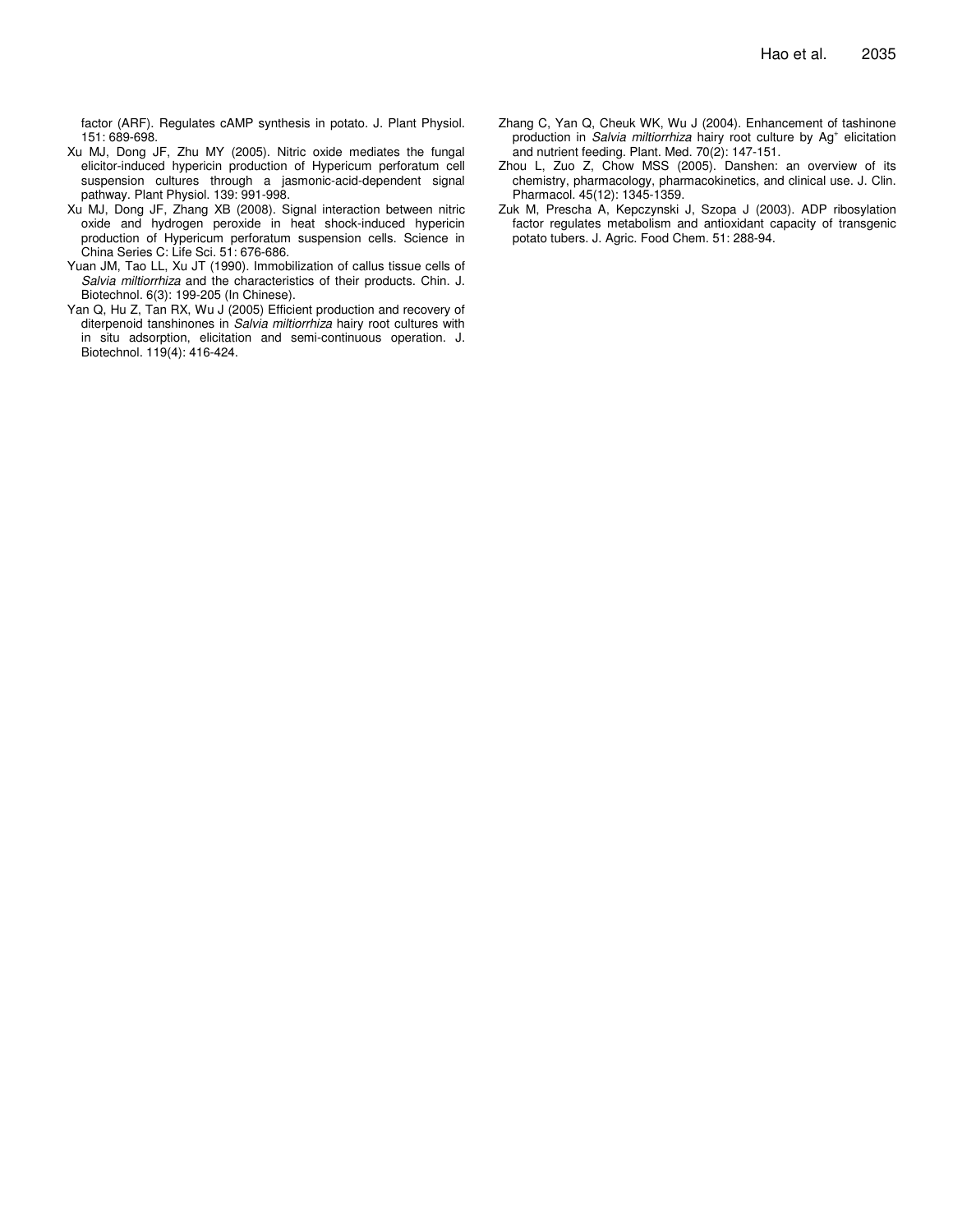factor (ARF). Regulates cAMP synthesis in potato. J. Plant Physiol. 151: 689-698.

Xu MJ, Dong JF, Zhu MY (2005). Nitric oxide mediates the fungal elicitor-induced hypericin production of Hypericum perforatum cell suspension cultures through a jasmonic-acid-dependent signal pathway. Plant Physiol. 139: 991-998.

Xu MJ, Dong JF, Zhang XB (2008). Signal interaction between nitric oxide and hydrogen peroxide in heat shock-induced hypericin production of Hypericum perforatum suspension cells. Science in China Series C: Life Sci. 51: 676-686.

Yuan JM, Tao LL, Xu JT (1990). Immobilization of callus tissue cells of *Salvia miltiorrhiza* and the characteristics of their products. Chin. J. Biotechnol. 6(3): 199-205 (In Chinese).

Yan Q, Hu Z, Tan RX, Wu J (2005) Efficient production and recovery of diterpenoid tanshinones in *Salvia miltiorrhiza* hairy root cultures with in situ adsorption, elicitation and semi-continuous operation. J. Biotechnol. 119(4): 416-424.

Zhang C, Yan Q, Cheuk WK, Wu J (2004). Enhancement of tashinone production in *Salvia miltiorrhiza* hairy root culture by $Ag^+$ elicitation and nutrient feeding. Plant. Med. 70(2): 147-151.

Zhou L, Zuo Z, Chow MSS (2005). Danshen: an overview of its chemistry, pharmacology, pharmacokinetics, and clinical use. J. Clin. Pharmacol. 45(12): 1345-1359.

Zuk M, Prescha A, Kepczynski J, Szopa J (2003). ADP ribosylation factor regulates metabolism and antioxidant capacity of transgenic potato tubers. J. Agric. Food Chem. 51: 288-94.